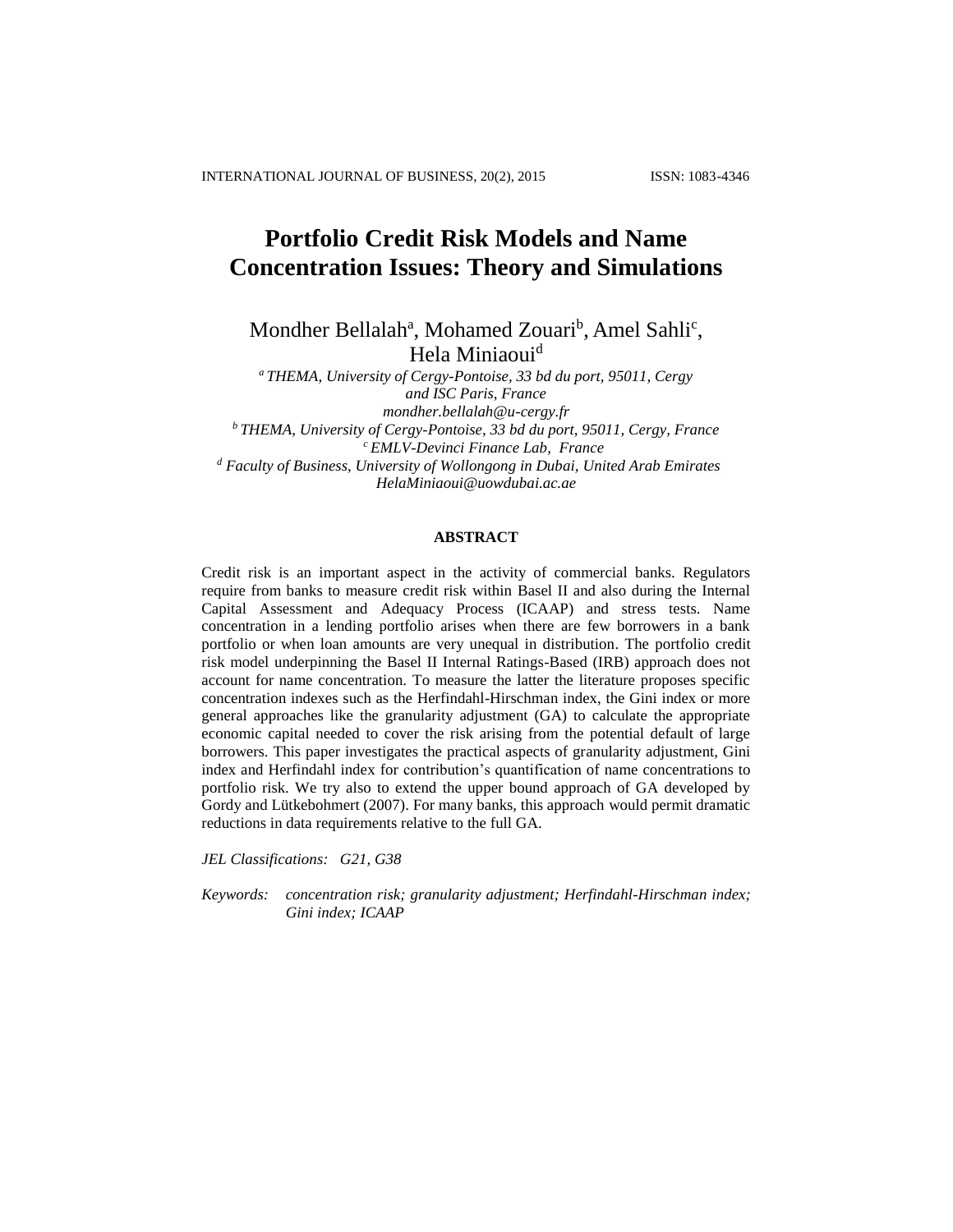# Portfolio Credit Risk Models and Name Concentration Issues: Theory and Simulations

Mondher Bellalah[a], Mohamed Zouari[b], Amel Sahli[c], Hela Miniaoui[d]

[a] *THEMA, University of Cergy-Pontoise, 33 bd du port, 95011, Cergy and ISC Paris, France*
*mondher.bellalah@u-cergy.fr*

[b] *THEMA, University of Cergy-Pontoise, 33 bd du port, 95011, Cergy, France*

[c] *EMLV-Devinci Finance Lab, France*

[d] *Faculty of Business, University of Wollongong in Dubai, United Arab Emirates*
*HelaMiniaoui@uowdubai.ac.ae*

## ABSTRACT

Credit risk is an important aspect in the activity of commercial banks. Regulators require from banks to measure credit risk within Basel II and also during the Internal Capital Assessment and Adequacy Process (ICAAP) and stress tests. Name concentration in a lending portfolio arises when there are few borrowers in a bank portfolio or when loan amounts are very unequal in distribution. The portfolio credit risk model underpinning the Basel II Internal Ratings-Based (IRB) approach does not account for name concentration. To measure the latter the literature proposes specific concentration indexes such as the Herfindahl-Hirschman index, the Gini index or more general approaches like the granularity adjustment (GA) to calculate the appropriate economic capital needed to cover the risk arising from the potential default of large borrowers. This paper investigates the practical aspects of granularity adjustment, Gini index and Herfindahl index for contribution's quantification of name concentrations to portfolio risk. We try also to extend the upper bound approach of GA developed by Gordy and Lütkebohmert (2007). For many banks, this approach would permit dramatic reductions in data requirements relative to the full GA.

*JEL Classifications: G21, G38*

*Keywords: concentration risk; granularity adjustment; Herfindahl-Hirschman index; Gini index; ICAAP*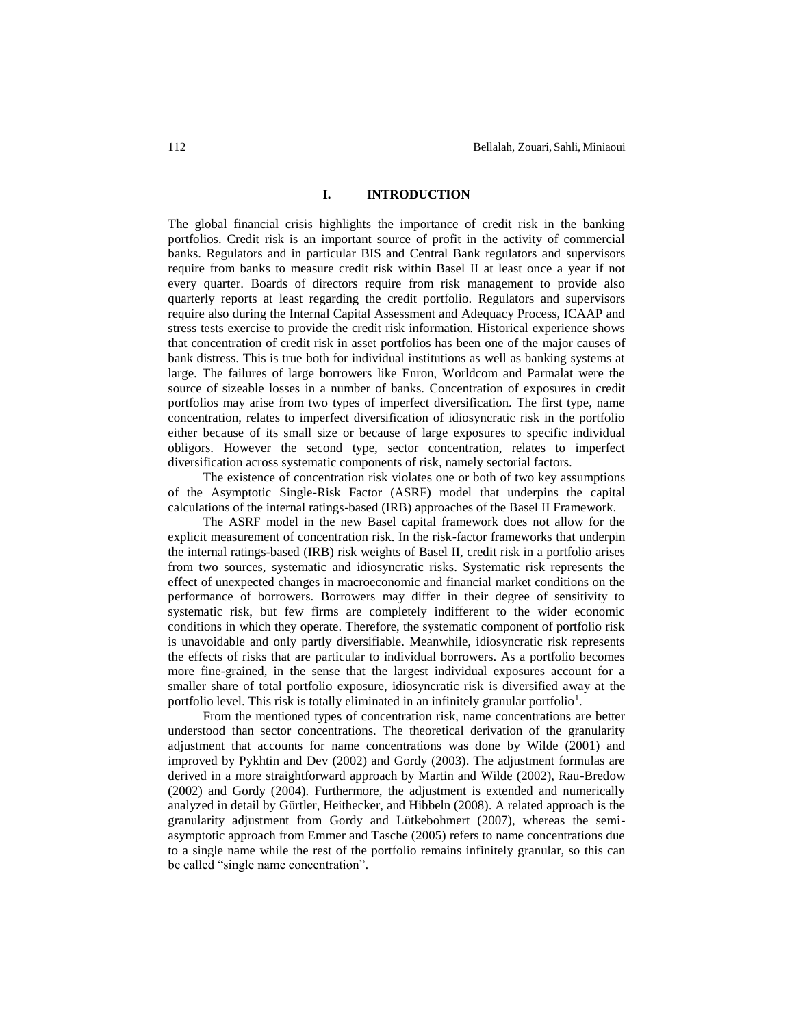# I. INTRODUCTION

The global financial crisis highlights the importance of credit risk in the banking portfolios. Credit risk is an important source of profit in the activity of commercial banks. Regulators and in particular BIS and Central Bank regulators and supervisors require from banks to measure credit risk within Basel II at least once a year if not every quarter. Boards of directors require from risk management to provide also quarterly reports at least regarding the credit portfolio. Regulators and supervisors require also during the Internal Capital Assessment and Adequacy Process, ICAAP and stress tests exercise to provide the credit risk information. Historical experience shows that concentration of credit risk in asset portfolios has been one of the major causes of bank distress. This is true both for individual institutions as well as banking systems at large. The failures of large borrowers like Enron, Worldcom and Parmalat were the source of sizeable losses in a number of banks. Concentration of exposures in credit portfolios may arise from two types of imperfect diversification. The first type, name concentration, relates to imperfect diversification of idiosyncratic risk in the portfolio either because of its small size or because of large exposures to specific individual obligors. However the second type, sector concentration, relates to imperfect diversification across systematic components of risk, namely sectorial factors.

The existence of concentration risk violates one or both of two key assumptions of the Asymptotic Single-Risk Factor (ASRF) model that underpins the capital calculations of the internal ratings-based (IRB) approaches of the Basel II Framework.

The ASRF model in the new Basel capital framework does not allow for the explicit measurement of concentration risk. In the risk-factor frameworks that underpin the internal ratings-based (IRB) risk weights of Basel II, credit risk in a portfolio arises from two sources, systematic and idiosyncratic risks. Systematic risk represents the effect of unexpected changes in macroeconomic and financial market conditions on the performance of borrowers. Borrowers may differ in their degree of sensitivity to systematic risk, but few firms are completely indifferent to the wider economic conditions in which they operate. Therefore, the systematic component of portfolio risk is unavoidable and only partly diversifiable. Meanwhile, idiosyncratic risk represents the effects of risks that are particular to individual borrowers. As a portfolio becomes more fine-grained, in the sense that the largest individual exposures account for a smaller share of total portfolio exposure, idiosyncratic risk is diversified away at the portfolio level. This risk is totally eliminated in an infinitely granular portfolio[1].

From the mentioned types of concentration risk, name concentrations are better understood than sector concentrations. The theoretical derivation of the granularity adjustment that accounts for name concentrations was done by Wilde (2001) and improved by Pykhtin and Dev (2002) and Gordy (2003). The adjustment formulas are derived in a more straightforward approach by Martin and Wilde (2002), Rau-Bredow (2002) and Gordy (2004). Furthermore, the adjustment is extended and numerically analyzed in detail by Gürtler, Heithecker, and Hibbeln (2008). A related approach is the granularity adjustment from Gordy and Lütkebohmert (2007), whereas the semi-asymptotic approach from Emmer and Tasche (2005) refers to name concentrations due to a single name while the rest of the portfolio remains infinitely granular, so this can be called "single name concentration".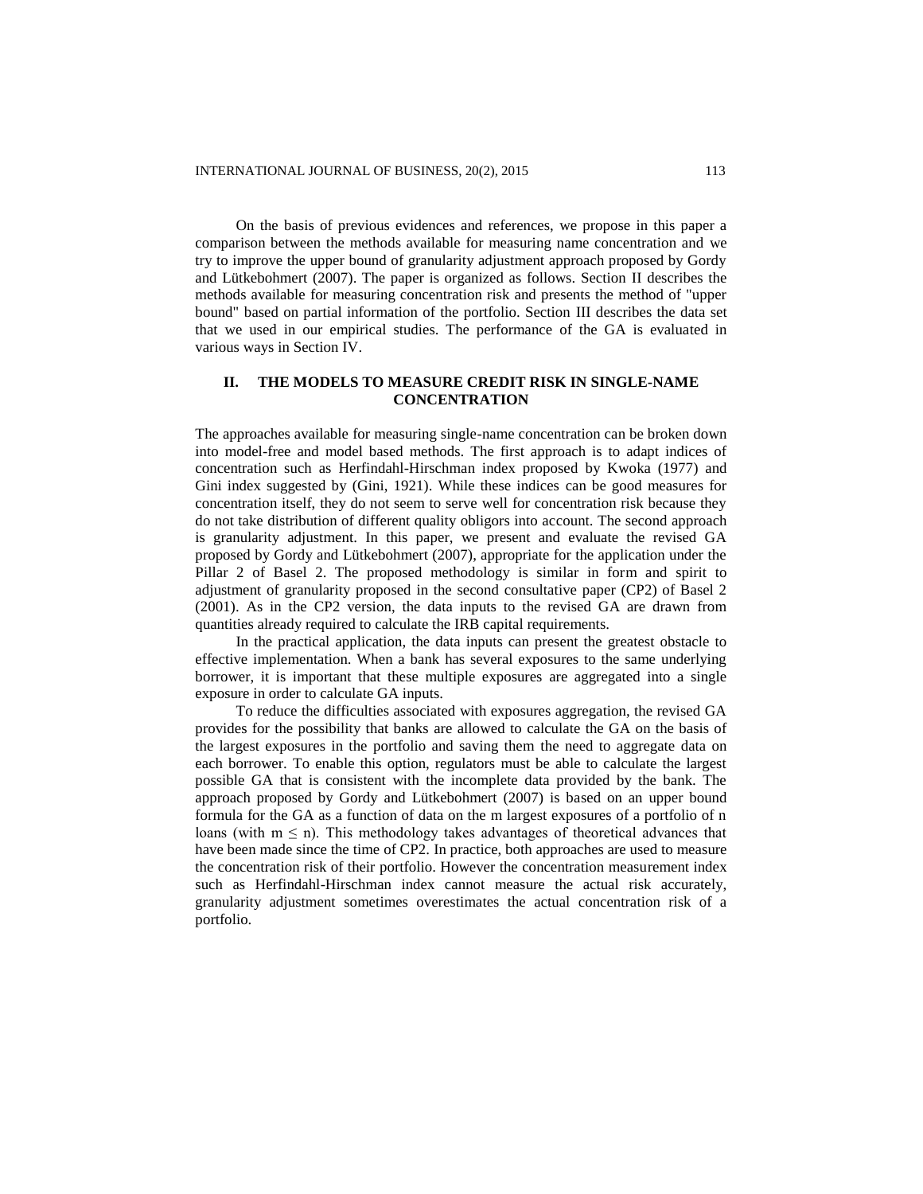On the basis of previous evidences and references, we propose in this paper a comparison between the methods available for measuring name concentration and we try to improve the upper bound of granularity adjustment approach proposed by Gordy and Lütkebohmert (2007). The paper is organized as follows. Section II describes the methods available for measuring concentration risk and presents the method of "upper bound" based on partial information of the portfolio. Section III describes the data set that we used in our empirical studies. The performance of the GA is evaluated in various ways in Section IV.

## II. THE MODELS TO MEASURE CREDIT RISK IN SINGLE-NAME CONCENTRATION

The approaches available for measuring single-name concentration can be broken down into model-free and model based methods. The first approach is to adapt indices of concentration such as Herfindahl-Hirschman index proposed by Kwoka (1977) and Gini index suggested by (Gini, 1921). While these indices can be good measures for concentration itself, they do not seem to serve well for concentration risk because they do not take distribution of different quality obligors into account. The second approach is granularity adjustment. In this paper, we present and evaluate the revised GA proposed by Gordy and Lütkebohmert (2007), appropriate for the application under the Pillar 2 of Basel 2. The proposed methodology is similar in form and spirit to adjustment of granularity proposed in the second consultative paper (CP2) of Basel 2 (2001). As in the CP2 version, the data inputs to the revised GA are drawn from quantities already required to calculate the IRB capital requirements.

In the practical application, the data inputs can present the greatest obstacle to effective implementation. When a bank has several exposures to the same underlying borrower, it is important that these multiple exposures are aggregated into a single exposure in order to calculate GA inputs.

To reduce the difficulties associated with exposures aggregation, the revised GA provides for the possibility that banks are allowed to calculate the GA on the basis of the largest exposures in the portfolio and saving them the need to aggregate data on each borrower. To enable this option, regulators must be able to calculate the largest possible GA that is consistent with the incomplete data provided by the bank. The approach proposed by Gordy and Lütkebohmert (2007) is based on an upper bound formula for the GA as a function of data on the m largest exposures of a portfolio of n loans (with $m \leq n$). This methodology takes advantages of theoretical advances that have been made since the time of CP2. In practice, both approaches are used to measure the concentration risk of their portfolio. However the concentration measurement index such as Herfindahl-Hirschman index cannot measure the actual risk accurately, granularity adjustment sometimes overestimates the actual concentration risk of a portfolio.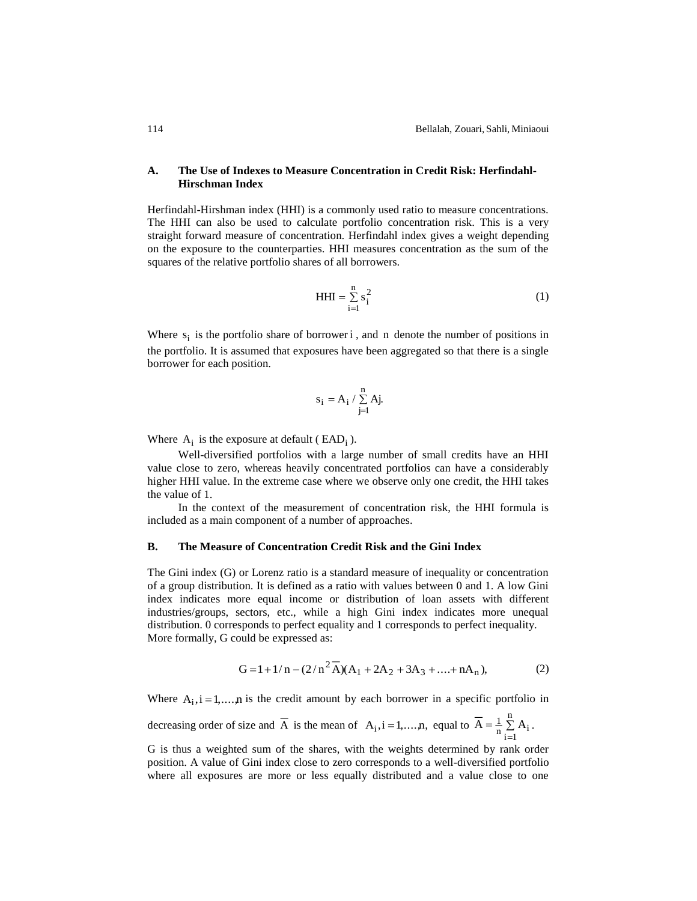### A. The Use of Indexes to Measure Concentration in Credit Risk: Herfindahl-Hirschman Index

Herfindahl-Hirshman index (HHI) is a commonly used ratio to measure concentrations. The HHI can also be used to calculate portfolio concentration risk. This is a very straight forward measure of concentration. Herfindahl index gives a weight depending on the exposure to the counterparties. HHI measures concentration as the sum of the squares of the relative portfolio shares of all borrowers.

$$HHI = \sum_{i=1}^{n} s_i^2 \tag{1}$$

Where $s_i$ is the portfolio share of borrower $i$, and $n$ denote the number of positions in the portfolio. It is assumed that exposures have been aggregated so that there is a single borrower for each position.

$$s_i = A_i / \sum_{j=1}^{n} Aj.$$

Where $A_i$ is the exposure at default ($EAD_i$).

Well-diversified portfolios with a large number of small credits have an HHI value close to zero, whereas heavily concentrated portfolios can have a considerably higher HHI value. In the extreme case where we observe only one credit, the HHI takes the value of 1.

In the context of the measurement of concentration risk, the HHI formula is included as a main component of a number of approaches.

### B. The Measure of Concentration Credit Risk and the Gini Index

The Gini index (G) or Lorenz ratio is a standard measure of inequality or concentration of a group distribution. It is defined as a ratio with values between 0 and 1. A low Gini index indicates more equal income or distribution of loan assets with different industries/groups, sectors, etc., while a high Gini index indicates more unequal distribution. 0 corresponds to perfect equality and 1 corresponds to perfect inequality. More formally, G could be expressed as:

$$G = 1 + 1/n - (2/n^2 \overline{A})(A_1 + 2A_2 + 3A_3 + \ldots + nA_n), \tag{2}$$

Where $A_i, i = 1, \ldots, n$ is the credit amount by each borrower in a specific portfolio in decreasing order of size and $\overline{A}$ is the mean of $A_i, i = 1, \ldots, n,$ equal to $\overline{A} = \frac{1}{n}\sum_{i=1}^{n} A_i$.

G is thus a weighted sum of the shares, with the weights determined by rank order position. A value of Gini index close to zero corresponds to a well-diversified portfolio where all exposures are more or less equally distributed and a value close to one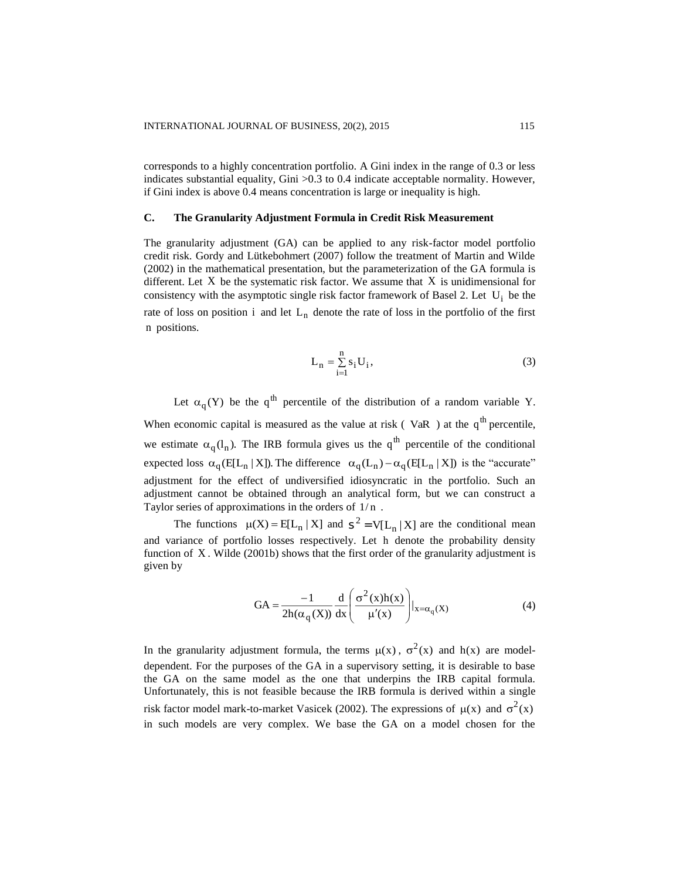corresponds to a highly concentration portfolio. A Gini index in the range of 0.3 or less indicates substantial equality, Gini >0.3 to 0.4 indicate acceptable normality. However, if Gini index is above 0.4 means concentration is large or inequality is high.

### C. The Granularity Adjustment Formula in Credit Risk Measurement

The granularity adjustment (GA) can be applied to any risk-factor model portfolio credit risk. Gordy and Lütkebohmert (2007) follow the treatment of Martin and Wilde (2002) in the mathematical presentation, but the parameterization of the GA formula is different. Let $X$ be the systematic risk factor. We assume that $X$ is unidimensional for consistency with the asymptotic single risk factor framework of Basel 2. Let $U_i$ be the rate of loss on position $i$ and let $L_n$ denote the rate of loss in the portfolio of the first $n$ positions.

$$L_n = \sum_{i=1}^{n} s_i U_i, \tag{3}$$

Let $\alpha_q(Y)$ be the $q^{th}$ percentile of the distribution of a random variable $Y$. When economic capital is measured as the value at risk ( VaR ) at the $q^{th}$ percentile, we estimate $\alpha_q(l_n)$. The IRB formula gives us the $q^{th}$ percentile of the conditional expected loss $\alpha_q(E[L_n \mid X])$. The difference $\alpha_q(L_n) - \alpha_q(E[L_n \mid X])$ is the "accurate" adjustment for the effect of undiversified idiosyncratic in the portfolio. Such an adjustment cannot be obtained through an analytical form, but we can construct a Taylor series of approximations in the orders of $1/n$ .

The functions $\mu(X) = E[L_n \mid X]$ and $s^2 = V[L_n \mid X]$ are the conditional mean and variance of portfolio losses respectively. Let $h$ denote the probability density function of $X$. Wilde (2001b) shows that the first order of the granularity adjustment is given by

$$GA = \frac{-1}{2h(\alpha_q(X))} \frac{d}{dx}\left(\frac{\sigma^2(x)h(x)}{\mu'(x)}\right)\Big|_{x=\alpha_q(X)} \tag{4}$$

In the granularity adjustment formula, the terms $\mu(x)$, $\sigma^2(x)$ and $h(x)$ are model-dependent. For the purposes of the GA in a supervisory setting, it is desirable to base the GA on the same model as the one that underpins the IRB capital formula. Unfortunately, this is not feasible because the IRB formula is derived within a single risk factor model mark-to-market Vasicek (2002). The expressions of $\mu(x)$ and $\sigma^2(x)$ in such models are very complex. We base the GA on a model chosen for the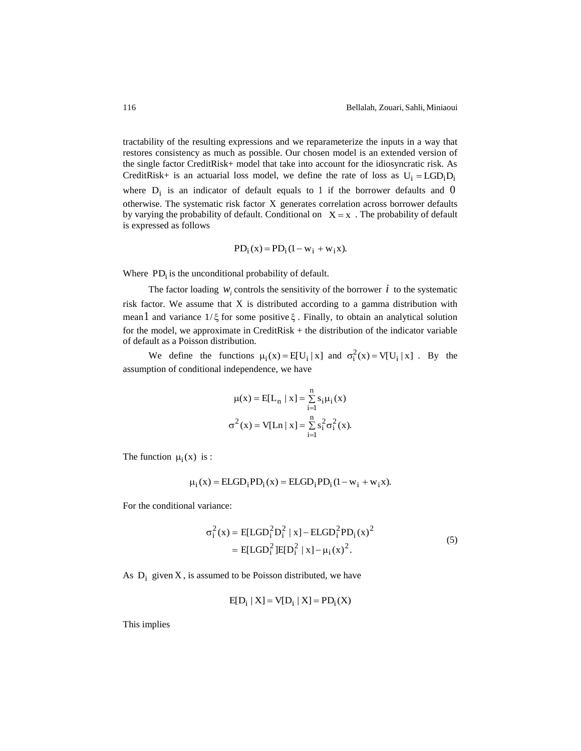tractability of the resulting expressions and we reparameterize the inputs in a way that restores consistency as much as possible. Our chosen model is an extended version of the single factor CreditRisk+ model that take into account for the idiosyncratic risk. As CreditRisk+ is an actuarial loss model, we define the rate of loss as $U_i = LGD_i D_i$ where $D_i$ is an indicator of default equals to 1 if the borrower defaults and 0 otherwise. The systematic risk factor $X$ generates correlation across borrower defaults by varying the probability of default. Conditional on $X = x$. The probability of default is expressed as follows

$$PD_i(x) = PD_i(1 - w_i + w_i x).$$

Where $PD_i$ is the unconditional probability of default.

The factor loading $w_i$ controls the sensitivity of the borrower $i$ to the systematic risk factor. We assume that X is distributed according to a gamma distribution with mean 1 and variance $1/\xi$ for some positive $\xi$. Finally, to obtain an analytical solution for the model, we approximate in CreditRisk + the distribution of the indicator variable of default as a Poisson distribution.

We define the functions $\mu_i(x) = E[U_i \mid x]$ and $\sigma_i^2(x) = V[U_i \mid x]$. By the assumption of conditional independence, we have

$$\mu(x) = E[L_n \mid x] = \sum_{i=1}^{n} s_i \mu_i(x)$$

$$\sigma^2(x) = V[Ln \mid x] = \sum_{i=1}^{n} s_i^2 \sigma_i^2(x).$$

The function $\mu_i(x)$ is :

$$\mu_i(x) = ELGD_i PD_i(x) = ELGD_i PD_i(1 - w_i + w_i x).$$

For the conditional variance:

$$\begin{aligned} \sigma_i^2(x) &= E[LGD_i^2 D_i^2 \mid x] - ELGD_i^2 PD_i(x)^2 \\ &= E[LGD_i^2]E[D_i^2 \mid x] - \mu_i(x)^2. \end{aligned} \tag{5}$$

As $D_i$ given $X$, is assumed to be Poisson distributed, we have

$$E[D_i \mid X] = V[D_i \mid X] = PD_i(X)$$

This implies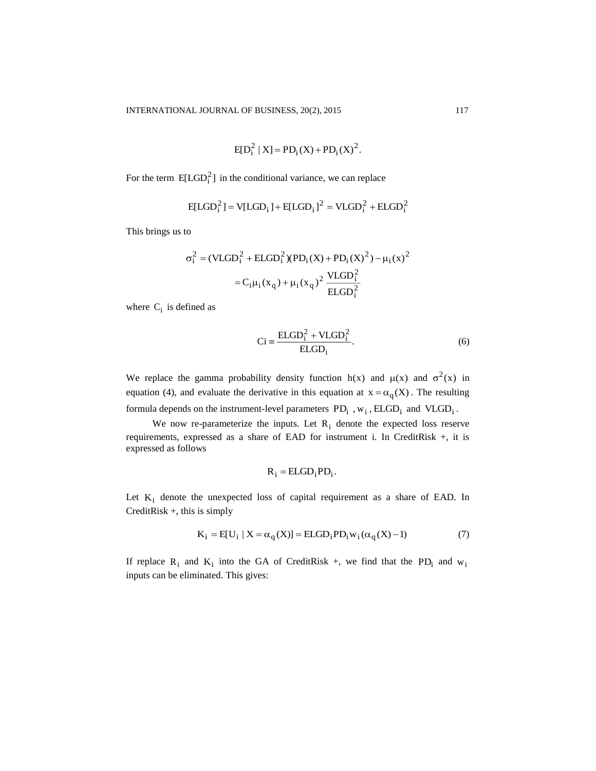$$E[D_i^2 \mid X] = PD_i(X) + PD_i(X)^2.$$

For the term $E[LGD_i^2]$ in the conditional variance, we can replace

$$E[LGD_i^2] = V[LGD_i] + E[LGD_i]^2 = VLGD_i^2 + ELGD_i^2$$

This brings us to

$$\begin{aligned}
\sigma_i^2 &= (VLGD_i^2 + ELGD_i^2)(PD_i(X) + PD_i(X)^2) - \mu_i(x)^2 \\
&= C_i \mu_i(x_q) + \mu_i(x_q)^2 \frac{VLGD_i^2}{ELGD_i^2}
\end{aligned}$$

where $C_i$ is defined as

$$Ci \equiv \frac{ELGD_i^2 + VLGD_i^2}{ELGD_i}. \tag{6}$$

We replace the gamma probability density function h(x) and $\mu(x)$ and $\sigma^2(x)$ in equation (4), and evaluate the derivative in this equation at $x = \alpha_q(X)$. The resulting formula depends on the instrument-level parameters $PD_i$ , $w_i$ , $ELGD_i$ and $VLGD_i$ .

We now re-parameterize the inputs. Let $R_i$ denote the expected loss reserve requirements, expressed as a share of EAD for instrument i. In CreditRisk +, it is expressed as follows

$$R_i = ELGD_i PD_i.$$

Let $K_i$ denote the unexpected loss of capital requirement as a share of EAD. In CreditRisk +, this is simply

$$K_i = E[U_i \mid X = \alpha_q(X)] = ELGD_i PD_i w_i(\alpha_q(X) - 1) \tag{7}$$

If replace $R_i$ and $K_i$ into the GA of CreditRisk +, we find that the $PD_i$ and $w_i$ inputs can be eliminated. This gives: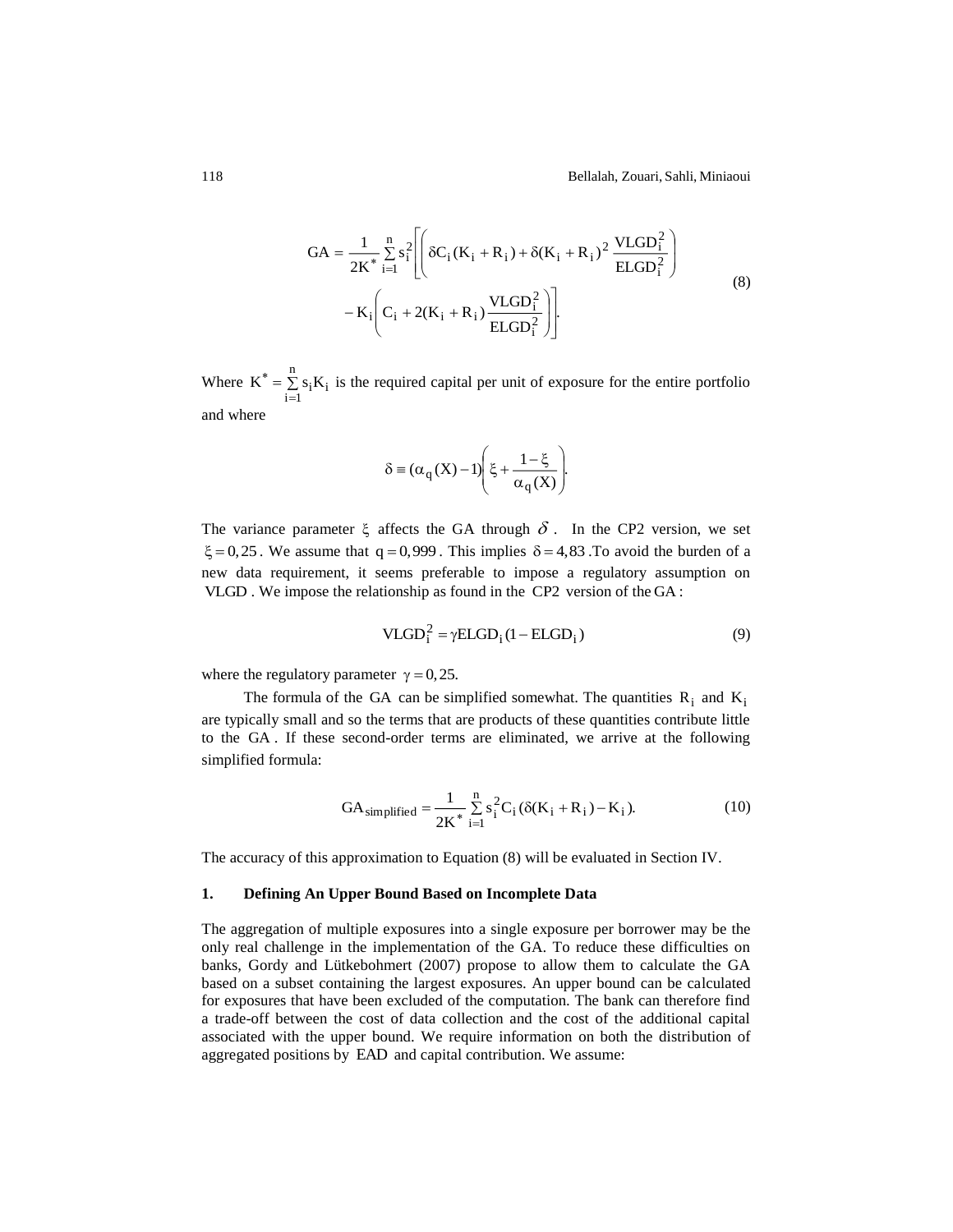$$GA = \frac{1}{2K^*} \sum_{i=1}^{n} s_i^2 \left[ \left( \delta C_i (K_i + R_i) + \delta (K_i + R_i)^2 \frac{VLGD_i^2}{ELGD_i^2} \right) - K_i \left( C_i + 2(K_i + R_i) \frac{VLGD_i^2}{ELGD_i^2} \right) \right]. \tag{8}$$

Where $K^* = \sum_{i=1}^{n} s_i K_i$ is the required capital per unit of exposure for the entire portfolio and where

$$\delta \equiv (\alpha_q(X) - 1) \left( \xi + \frac{1-\xi}{\alpha_q(X)} \right).$$

The variance parameter $\xi$ affects the GA through $\delta$. In the CP2 version, we set $\xi = 0,25$. We assume that $q = 0,999$. This implies $\delta = 4,83$ .To avoid the burden of a new data requirement, it seems preferable to impose a regulatory assumption on VLGD . We impose the relationship as found in the CP2 version of the GA :

$$VLGD_i^2 = \gamma ELGD_i (1 - ELGD_i) \tag{9}$$

where the regulatory parameter $\gamma = 0,25.$

The formula of the GA can be simplified somewhat. The quantities $R_i$ and $K_i$ are typically small and so the terms that are products of these quantities contribute little to the GA . If these second-order terms are eliminated, we arrive at the following simplified formula:

$$GA_{simplified} = \frac{1}{2K^*} \sum_{i=1}^{n} s_i^2 C_i (\delta (K_i + R_i) - K_i). \tag{10}$$

The accuracy of this approximation to Equation (8) will be evaluated in Section IV.

### 1. Defining An Upper Bound Based on Incomplete Data

The aggregation of multiple exposures into a single exposure per borrower may be the only real challenge in the implementation of the GA. To reduce these difficulties on banks, Gordy and Lütkebohmert (2007) propose to allow them to calculate the GA based on a subset containing the largest exposures. An upper bound can be calculated for exposures that have been excluded of the computation. The bank can therefore find a trade-off between the cost of data collection and the cost of the additional capital associated with the upper bound. We require information on both the distribution of aggregated positions by EAD and capital contribution. We assume: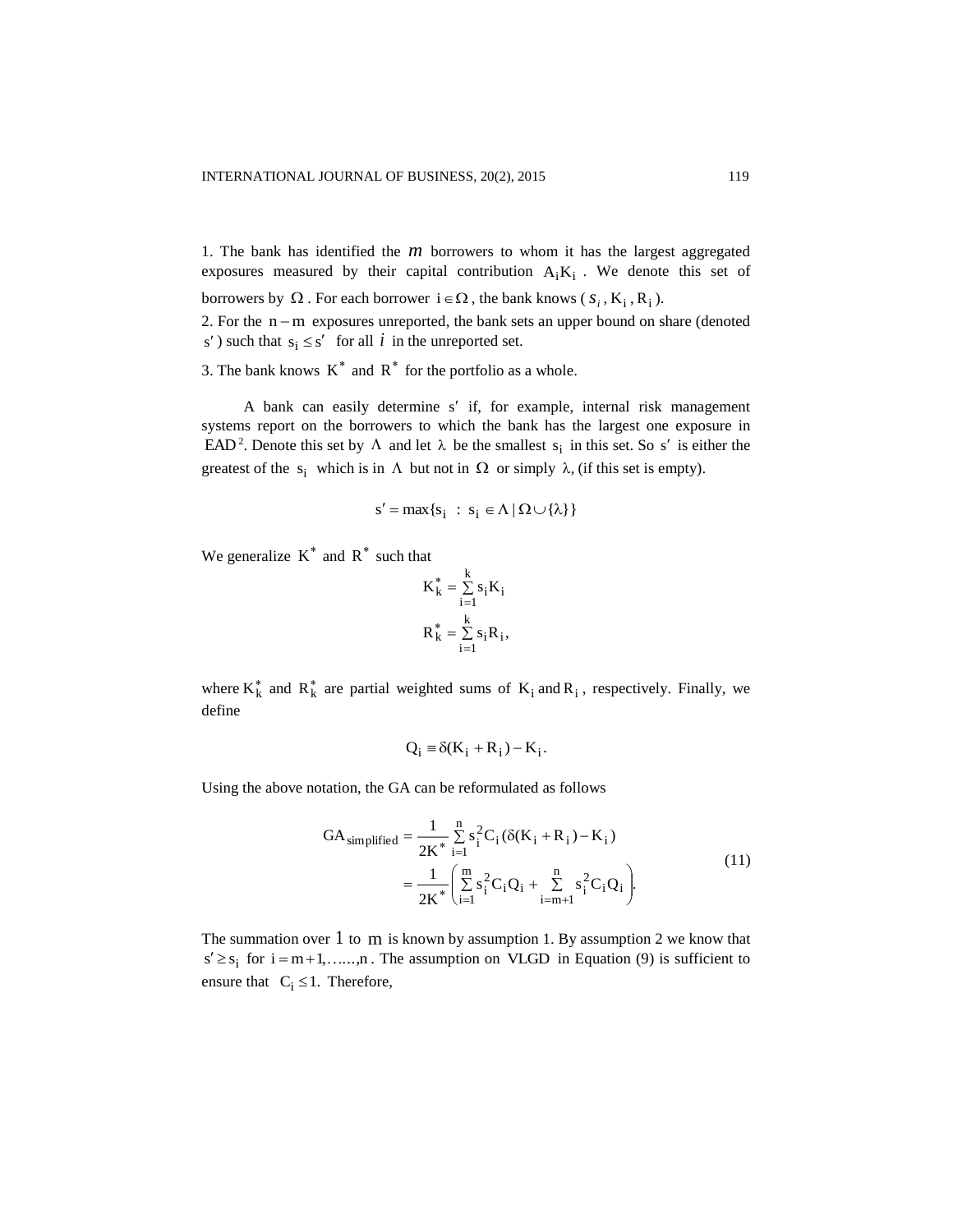1. The bank has identified the $m$ borrowers to whom it has the largest aggregated exposures measured by their capital contribution $A_i K_i$. We denote this set of borrowers by $\Omega$. For each borrower $i \in \Omega$, the bank knows ($s_i, K_i, R_i$).

2. For the $n - m$ exposures unreported, the bank sets an upper bound on share (denoted $s'$) such that $s_i \leq s'$ for all $i$ in the unreported set.

3. The bank knows $K^*$ and $R^*$ for the portfolio as a whole.

A bank can easily determine $s'$ if, for example, internal risk management systems report on the borrowers to which the bank has the largest one exposure in EAD[2]. Denote this set by $\Lambda$ and let $\lambda$ be the smallest $s_i$ in this set. So $s'$ is either the greatest of the $s_i$ which is in $\Lambda$ but not in $\Omega$ or simply $\lambda$, (if this set is empty).

$$s' = \max\{s_i \ : \ s_i \in \Lambda \,|\, \Omega \cup \{\lambda\}\}$$

We generalize $K^*$ and $R^*$ such that

$$K_k^* = \sum_{i=1}^{k} s_i K_i$$

$$R_k^* = \sum_{i=1}^{k} s_i R_i,$$

where $K_k^*$ and $R_k^*$ are partial weighted sums of $K_i$ and $R_i$, respectively. Finally, we define

$$Q_i \equiv \delta(K_i + R_i) - K_i.$$

Using the above notation, the GA can be reformulated as follows

$$\begin{aligned} GA_{\text{simplified}} &= \frac{1}{2K^*} \sum_{i=1}^{n} s_i^2 C_i (\delta(K_i + R_i) - K_i) \\ &= \frac{1}{2K^*} \left( \sum_{i=1}^{m} s_i^2 C_i Q_i + \sum_{i=m+1}^{n} s_i^2 C_i Q_i \right). \end{aligned} \tag{11}$$

The summation over $1$ to $m$ is known by assumption 1. By assumption 2 we know that $s' \geq s_i$ for $i = m+1, \ldots\ldots, n$. The assumption on VLGD in Equation (9) is sufficient to ensure that $C_i \leq 1$. Therefore,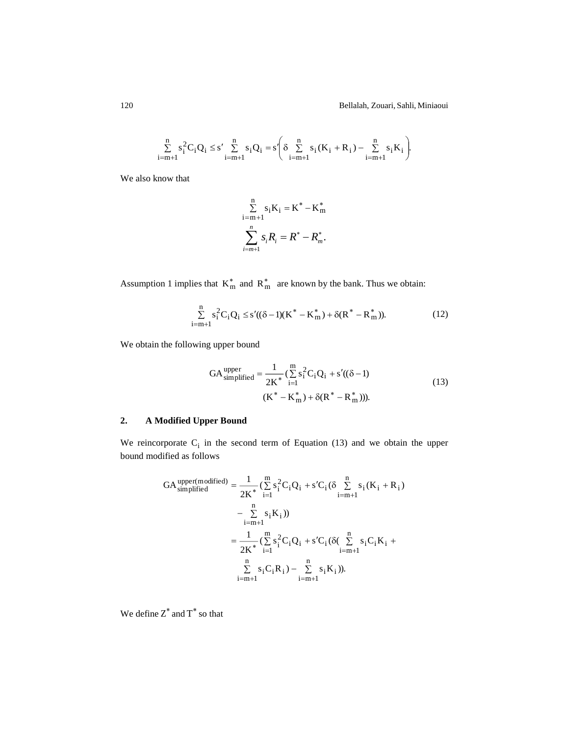$$\sum_{i=m+1}^{n} s_i^2 C_i Q_i \leq s' \sum_{i=m+1}^{n} s_i Q_i = s' \left( \delta \sum_{i=m+1}^{n} s_i (K_i + R_i) - \sum_{i=m+1}^{n} s_i K_i \right).$$

We also know that

$$\sum_{i=m+1}^{n} s_i K_i = K^* - K_m^*$$

$$\sum_{i=m+1}^{n} s_i R_i = R^* - R_m^*.$$

Assumption 1 implies that $K_m^*$ and $R_m^*$ are known by the bank. Thus we obtain:

$$\sum_{i=m+1}^{n} s_i^2 C_i Q_i \leq s'((\delta - 1)(K^* - K_m^*) + \delta(R^* - R_m^*)). \tag{12}$$

We obtain the following upper bound

$$GA_{\text{simplified}}^{\text{upper}} = \frac{1}{2K^*} \Big( \sum_{i=1}^{m} s_i^2 C_i Q_i + s'((\delta - 1)(K^* - K_m^*) + \delta(R^* - R_m^*)) \Big). \tag{13}$$

## 2. A Modified Upper Bound

We reincorporate $C_i$ in the second term of Equation (13) and we obtain the upper bound modified as follows

$$\begin{aligned}
GA_{\text{simplified}}^{\text{upper(modified)}} &= \frac{1}{2K^*} \Big( \sum_{i=1}^{m} s_i^2 C_i Q_i + s' C_i \big( \delta \sum_{i=m+1}^{n} s_i (K_i + R_i) - \sum_{i=m+1}^{n} s_i K_i \big) \Big) \\
&= \frac{1}{2K^*} \Big( \sum_{i=1}^{m} s_i^2 C_i Q_i + s' C_i \big( \delta \big( \sum_{i=m+1}^{n} s_i C_i K_i + \sum_{i=m+1}^{n} s_i C_i R_i \big) - \sum_{i=m+1}^{n} s_i K_i \big) \Big).
\end{aligned}$$

We define $Z^*$ and $T^*$ so that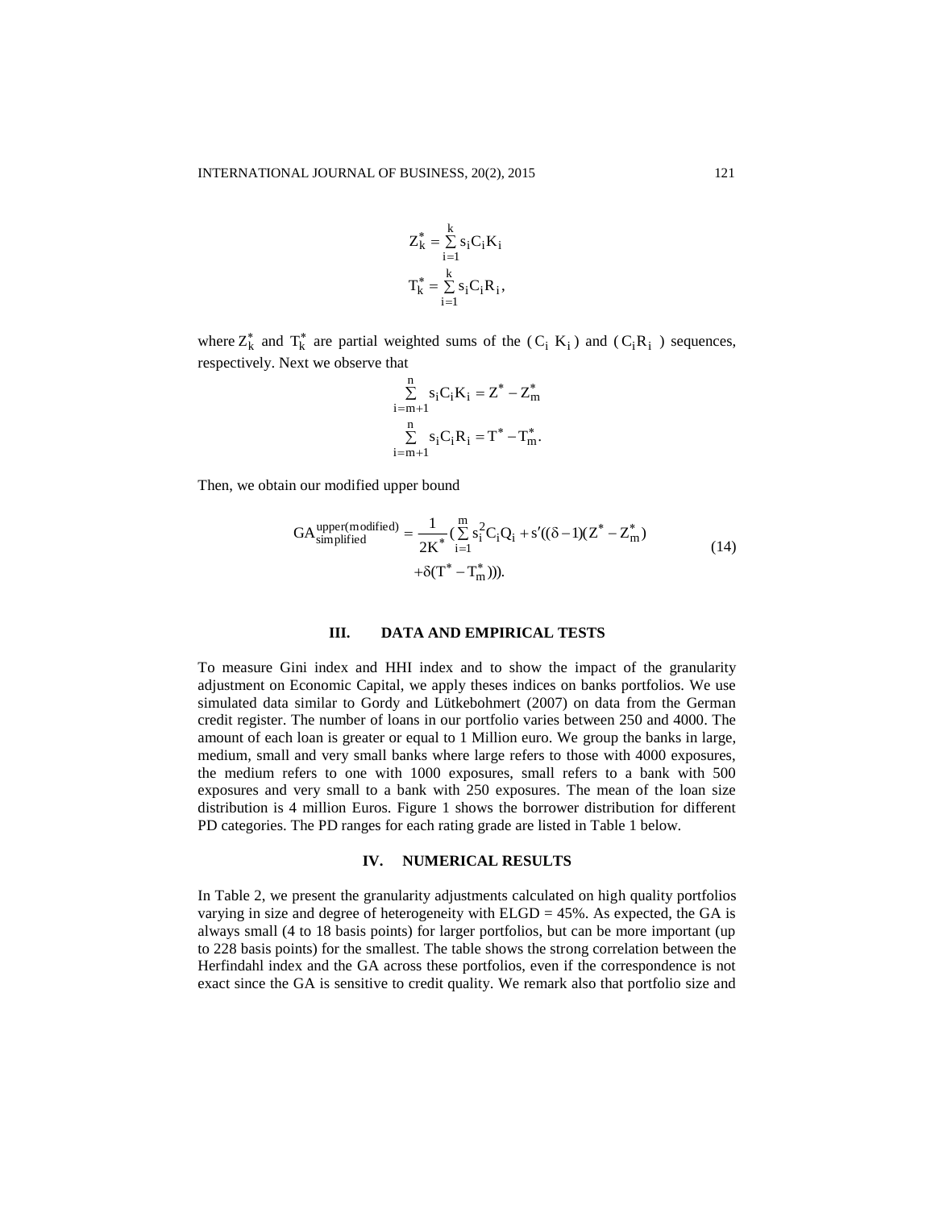$$Z_k^* = \sum_{i=1}^{k} s_i C_i K_i$$

$$T_k^* = \sum_{i=1}^{k} s_i C_i R_i,$$

where $Z_k^*$ and $T_k^*$ are partial weighted sums of the $(C_i\ K_i)$ and $(C_i R_i)$ sequences, respectively. Next we observe that

$$\sum_{i=m+1}^{n} s_i C_i K_i = Z^* - Z_m^*$$

$$\sum_{i=m+1}^{n} s_i C_i R_i = T^* - T_m^*.$$

Then, we obtain our modified upper bound

$$GA_{\text{simplified}}^{\text{upper(modified)}} = \frac{1}{2K^*}\left(\sum_{i=1}^{m} s_i^2 C_i Q_i + s'((\delta - 1)(Z^* - Z_m^*) + \delta(T^* - T_m^*))\right). \tag{14}$$

## III. DATA AND EMPIRICAL TESTS

To measure Gini index and HHI index and to show the impact of the granularity adjustment on Economic Capital, we apply theses indices on banks portfolios. We use simulated data similar to Gordy and Lütkebohmert (2007) on data from the German credit register. The number of loans in our portfolio varies between 250 and 4000. The amount of each loan is greater or equal to 1 Million euro. We group the banks in large, medium, small and very small banks where large refers to those with 4000 exposures, the medium refers to one with 1000 exposures, small refers to a bank with 500 exposures and very small to a bank with 250 exposures. The mean of the loan size distribution is 4 million Euros. Figure 1 shows the borrower distribution for different PD categories. The PD ranges for each rating grade are listed in Table 1 below.

## IV. NUMERICAL RESULTS

In Table 2, we present the granularity adjustments calculated on high quality portfolios varying in size and degree of heterogeneity with ELGD = 45%. As expected, the GA is always small (4 to 18 basis points) for larger portfolios, but can be more important (up to 228 basis points) for the smallest. The table shows the strong correlation between the Herfindahl index and the GA across these portfolios, even if the correspondence is not exact since the GA is sensitive to credit quality. We remark also that portfolio size and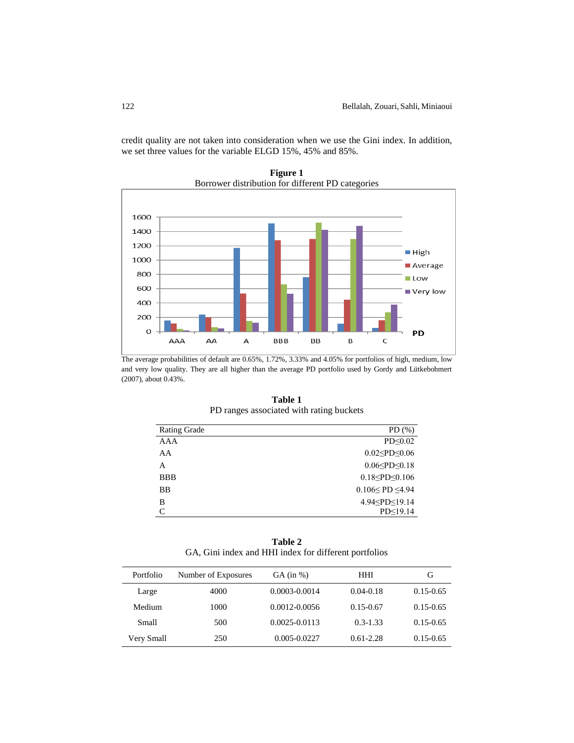credit quality are not taken into consideration when we use the Gini index. In addition, we set three values for the variable ELGD 15%, 45% and 85%.

**Figure 1**
Borrower distribution for different PD categories

The average probabilities of default are 0.65%, 1.72%, 3.33% and 4.05% for portfolios of high, medium, low and very low quality. They are all higher than the average PD portfolio used by Gordy and Lütkebohmert (2007), about 0.43%.

**Table 1**
PD ranges associated with rating buckets

| Rating Grade | PD (%) |
|---|---|
| AAA | PD≤0.02 |
| AA | 0.02≤PD≤0.06 |
| A | 0.06≤PD≤0.18 |
| BBB | 0.18≤PD≤0.106 |
| BB | 0.106≤ PD ≤4.94 |
| B | 4.94≤PD≤19.14 |
| C | PD≤19.14 |

**Table 2**
GA, Gini index and HHI index for different portfolios

| Portfolio | Number of Exposures | GA (in %) | HHI | G |
|---|---|---|---|---|
| Large | 4000 | 0.0003-0.0014 | 0.04-0.18 | 0.15-0.65 |
| Medium | 1000 | 0.0012-0.0056 | 0.15-0.67 | 0.15-0.65 |
| Small | 500 | 0.0025-0.0113 | 0.3-1.33 | 0.15-0.65 |
| Very Small | 250 | 0.005-0.0227 | 0.61-2.28 | 0.15-0.65 |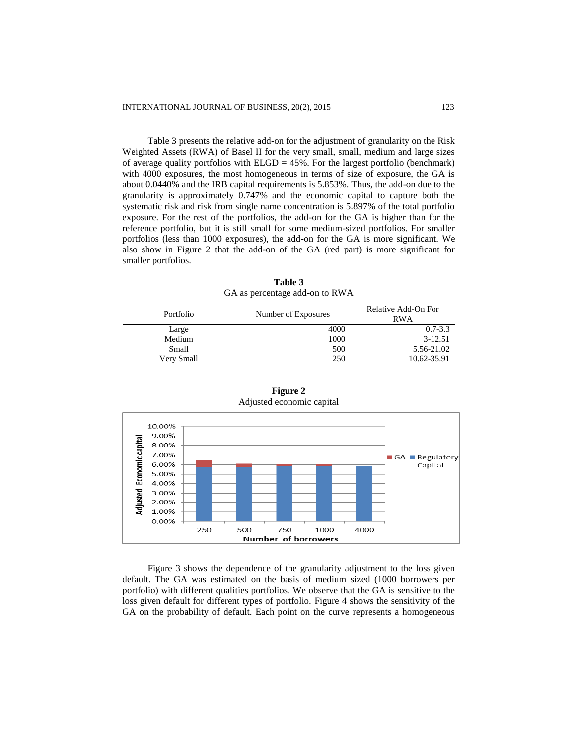Table 3 presents the relative add-on for the adjustment of granularity on the Risk Weighted Assets (RWA) of Basel II for the very small, small, medium and large sizes of average quality portfolios with ELGD = 45%. For the largest portfolio (benchmark) with 4000 exposures, the most homogeneous in terms of size of exposure, the GA is about 0.0440% and the IRB capital requirements is 5.853%. Thus, the add-on due to the granularity is approximately 0.747% and the economic capital to capture both the systematic risk and risk from single name concentration is 5.897% of the total portfolio exposure. For the rest of the portfolios, the add-on for the GA is higher than for the reference portfolio, but it is still small for some medium-sized portfolios. For smaller portfolios (less than 1000 exposures), the add-on for the GA is more significant. We also show in Figure 2 that the add-on of the GA (red part) is more significant for smaller portfolios.

**Table 3**
GA as percentage add-on to RWA

| Portfolio | Number of Exposures | Relative Add-On For RWA |
|---|---|---|
| Large | 4000 | 0.7-3.3 |
| Medium | 1000 | 3-12.51 |
| Small | 500 | 5.56-21.02 |
| Very Small | 250 | 10.62-35.91 |

**Figure 2**
Adjusted economic capital

Figure 3 shows the dependence of the granularity adjustment to the loss given default. The GA was estimated on the basis of medium sized (1000 borrowers per portfolio) with different qualities portfolios. We observe that the GA is sensitive to the loss given default for different types of portfolio. Figure 4 shows the sensitivity of the GA on the probability of default. Each point on the curve represents a homogeneous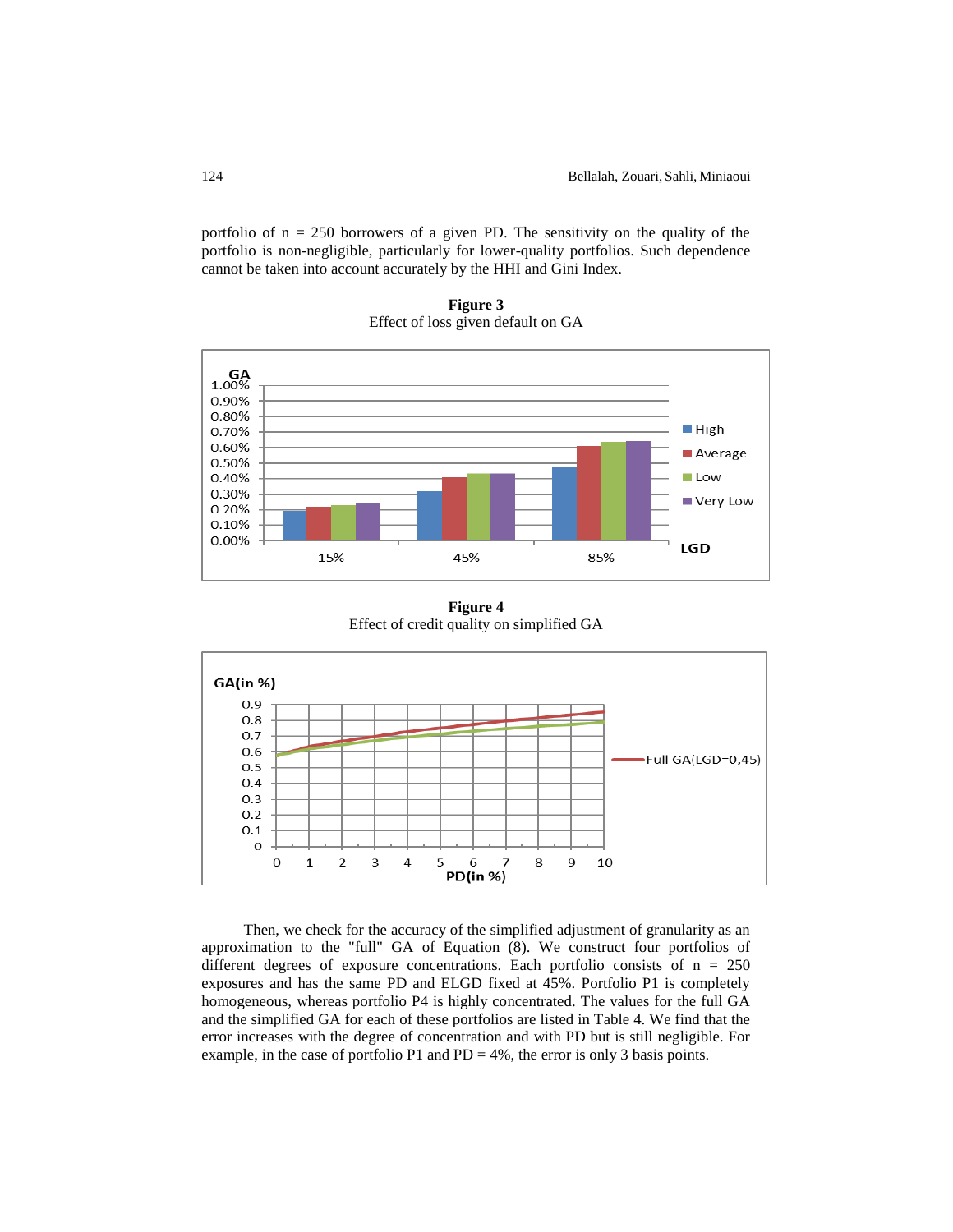portfolio of n = 250 borrowers of a given PD. The sensitivity on the quality of the portfolio is non-negligible, particularly for lower-quality portfolios. Such dependence cannot be taken into account accurately by the HHI and Gini Index.

**Figure 3**
Effect of loss given default on GA

**Figure 4**
Effect of credit quality on simplified GA

Then, we check for the accuracy of the simplified adjustment of granularity as an approximation to the "full" GA of Equation (8). We construct four portfolios of different degrees of exposure concentrations. Each portfolio consists of n = 250 exposures and has the same PD and ELGD fixed at 45%. Portfolio P1 is completely homogeneous, whereas portfolio P4 is highly concentrated. The values for the full GA and the simplified GA for each of these portfolios are listed in Table 4. We find that the error increases with the degree of concentration and with PD but is still negligible. For example, in the case of portfolio P1 and PD = 4%, the error is only 3 basis points.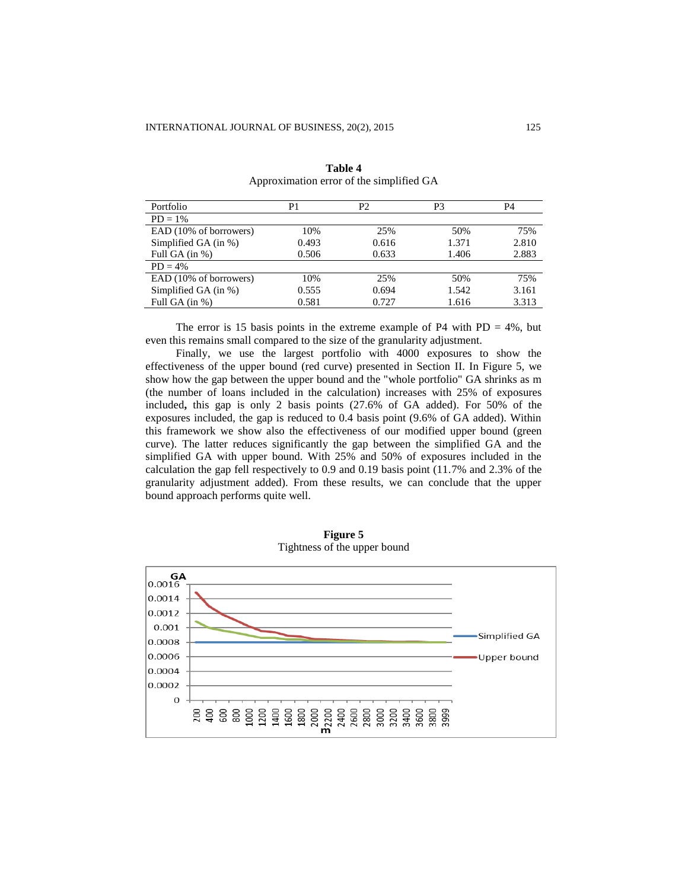**Table 4**
Approximation error of the simplified GA

| Portfolio | P1 | P2 | P3 | P4 |
|---|---|---|---|---|
| PD = 1% | | | | |
| EAD (10% of borrowers) | 10% | 25% | 50% | 75% |
| Simplified GA (in %) | 0.493 | 0.616 | 1.371 | 2.810 |
| Full GA (in %) | 0.506 | 0.633 | 1.406 | 2.883 |
| PD = 4% | | | | |
| EAD (10% of borrowers) | 10% | 25% | 50% | 75% |
| Simplified GA (in %) | 0.555 | 0.694 | 1.542 | 3.161 |
| Full GA (in %) | 0.581 | 0.727 | 1.616 | 3.313 |

The error is 15 basis points in the extreme example of P4 with PD = 4%, but even this remains small compared to the size of the granularity adjustment.

Finally, we use the largest portfolio with 4000 exposures to show the effectiveness of the upper bound (red curve) presented in Section II. In Figure 5, we show how the gap between the upper bound and the "whole portfolio" GA shrinks as m (the number of loans included in the calculation) increases with 25% of exposures included**,** this gap is only 2 basis points (27.6% of GA added). For 50% of the exposures included, the gap is reduced to 0.4 basis point (9.6% of GA added). Within this framework we show also the effectiveness of our modified upper bound (green curve). The latter reduces significantly the gap between the simplified GA and the simplified GA with upper bound. With 25% and 50% of exposures included in the calculation the gap fell respectively to 0.9 and 0.19 basis point (11.7% and 2.3% of the granularity adjustment added). From these results, we can conclude that the upper bound approach performs quite well.

**Figure 5**
Tightness of the upper bound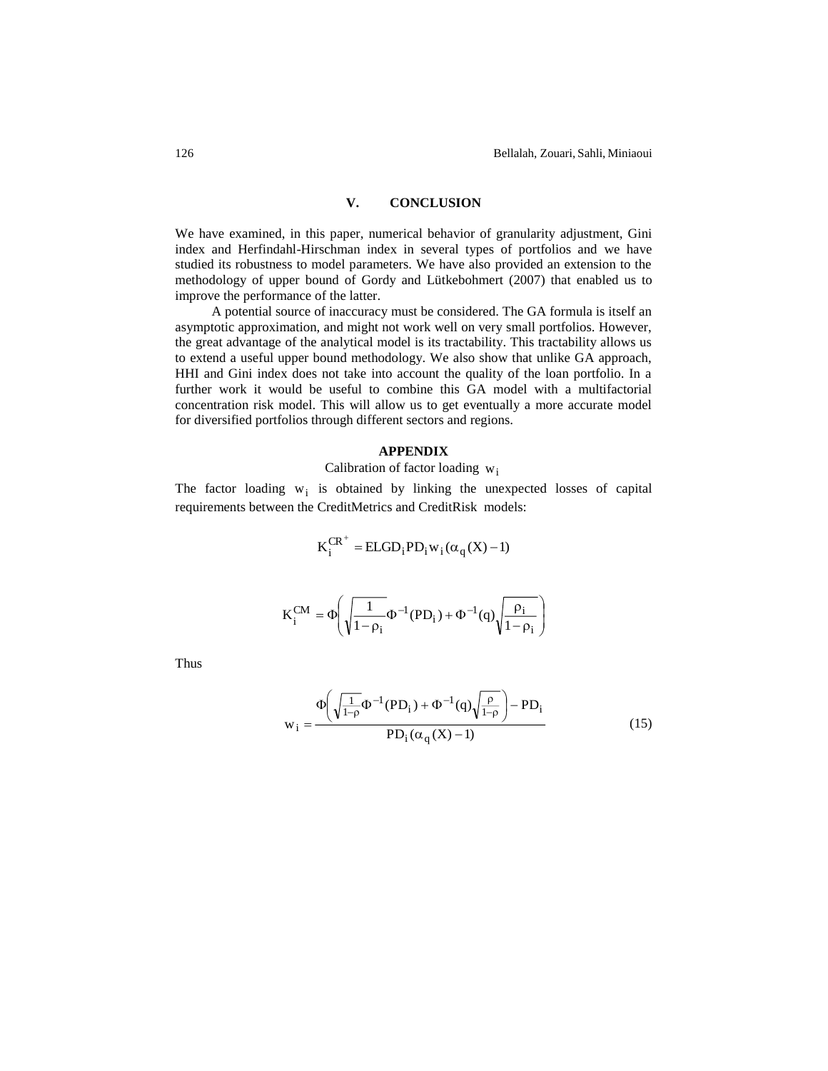## V. CONCLUSION

We have examined, in this paper, numerical behavior of granularity adjustment, Gini index and Herfindahl-Hirschman index in several types of portfolios and we have studied its robustness to model parameters. We have also provided an extension to the methodology of upper bound of Gordy and Lütkebohmert (2007) that enabled us to improve the performance of the latter.

A potential source of inaccuracy must be considered. The GA formula is itself an asymptotic approximation, and might not work well on very small portfolios. However, the great advantage of the analytical model is its tractability. This tractability allows us to extend a useful upper bound methodology. We also show that unlike GA approach, HHI and Gini index does not take into account the quality of the loan portfolio. In a further work it would be useful to combine this GA model with a multifactorial concentration risk model. This will allow us to get eventually a more accurate model for diversified portfolios through different sectors and regions.

## APPENDIX

Calibration of factor loading $w_i$

The factor loading $w_i$ is obtained by linking the unexpected losses of capital requirements between the CreditMetrics and CreditRisk models:

$$K_i^{CR^+} = ELGD_i PD_i w_i (\alpha_q(X) - 1)$$

$$K_i^{CM} = \Phi\left(\sqrt{\frac{1}{1-\rho_i}}\Phi^{-1}(PD_i) + \Phi^{-1}(q)\sqrt{\frac{\rho_i}{1-\rho_i}}\right)$$

Thus

$$w_i = \frac{\Phi\left(\sqrt{\frac{1}{1-\rho}}\Phi^{-1}(PD_i) + \Phi^{-1}(q)\sqrt{\frac{\rho}{1-\rho}}\right) - PD_i}{PD_i(\alpha_q(X) - 1)} \tag{15}$$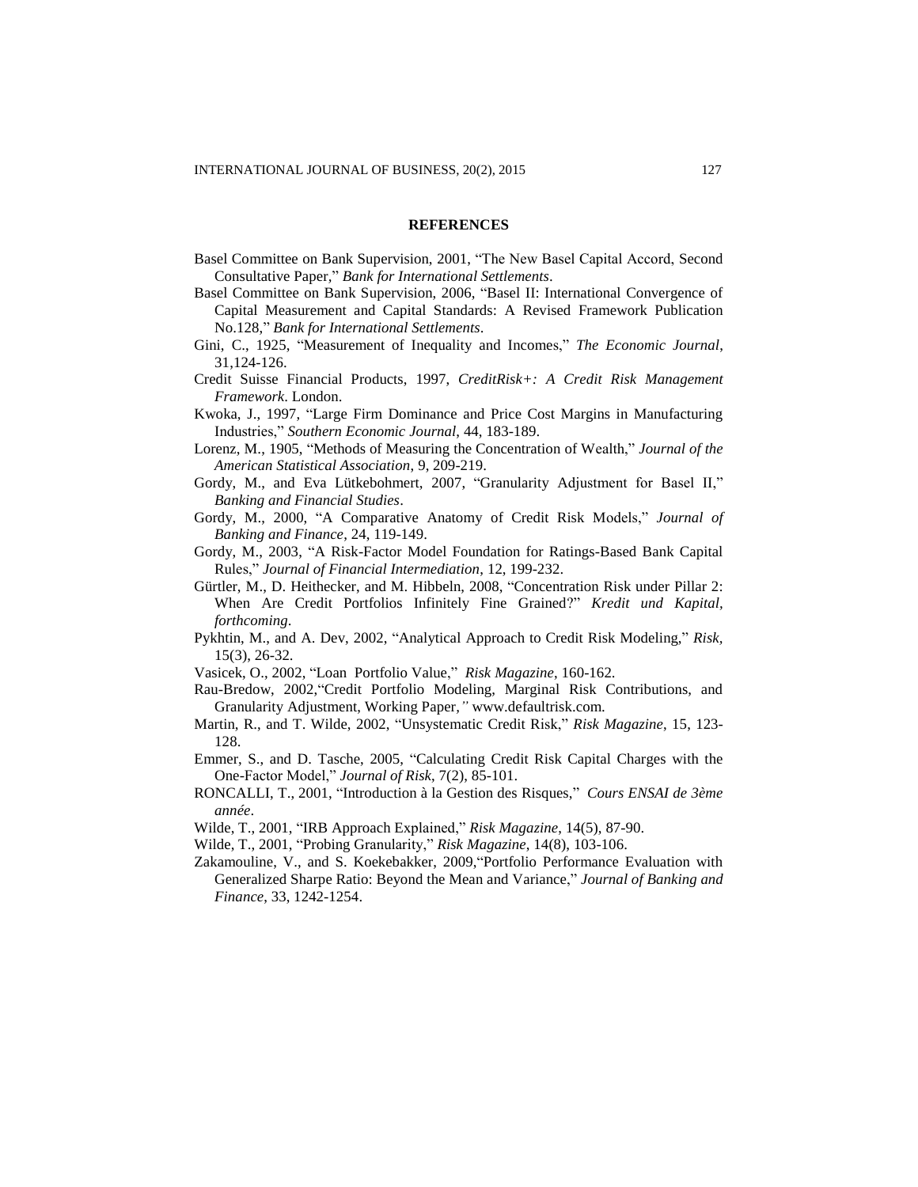## REFERENCES

Basel Committee on Bank Supervision, 2001, “The New Basel Capital Accord, Second Consultative Paper,” *Bank for International Settlements*.

Basel Committee on Bank Supervision, 2006, “Basel II: International Convergence of Capital Measurement and Capital Standards: A Revised Framework Publication No.128,” *Bank for International Settlements*.

Gini, C., 1925, “Measurement of Inequality and Incomes,” *The Economic Journal*, 31,124-126.

Credit Suisse Financial Products, 1997, *CreditRisk+: A Credit Risk Management Framework*. London.

Kwoka, J., 1997, “Large Firm Dominance and Price Cost Margins in Manufacturing Industries,” *Southern Economic Journal*, 44, 183-189.

Lorenz, M., 1905, “Methods of Measuring the Concentration of Wealth,” *Journal of the American Statistical Association*, 9, 209-219.

Gordy, M., and Eva Lütkebohmert, 2007, “Granularity Adjustment for Basel II,” *Banking and Financial Studies*.

Gordy, M., 2000, “A Comparative Anatomy of Credit Risk Models,” *Journal of Banking and Finance*, 24, 119-149.

Gordy, M., 2003, “A Risk-Factor Model Foundation for Ratings-Based Bank Capital Rules,” *Journal of Financial Intermediation*, 12, 199-232.

Gürtler, M., D. Heithecker, and M. Hibbeln, 2008, “Concentration Risk under Pillar 2: When Are Credit Portfolios Infinitely Fine Grained?” *Kredit und Kapital, forthcoming*.

Pykhtin, M., and A. Dev, 2002, “Analytical Approach to Credit Risk Modeling,” *Risk*, 15(3), 26-32.

Vasicek, O., 2002, “Loan Portfolio Value,” *Risk Magazine*, 160-162.

Rau-Bredow, 2002,“Credit Portfolio Modeling, Marginal Risk Contributions, and Granularity Adjustment, Working Paper,*”* www.defaultrisk.com.

Martin, R., and T. Wilde, 2002, “Unsystematic Credit Risk,” *Risk Magazine*, 15, 123-128.

Emmer, S., and D. Tasche, 2005, “Calculating Credit Risk Capital Charges with the One-Factor Model,” *Journal of Risk*, 7(2), 85-101.

RONCALLI, T., 2001, “Introduction à la Gestion des Risques,” *Cours ENSAI de 3ème année*.

Wilde, T., 2001, “IRB Approach Explained,” *Risk Magazine*, 14(5), 87-90.

Wilde, T., 2001, “Probing Granularity,” *Risk Magazine*, 14(8), 103-106.

Zakamouline, V., and S. Koekebakker, 2009,“Portfolio Performance Evaluation with Generalized Sharpe Ratio: Beyond the Mean and Variance,” *Journal of Banking and Finance*, 33, 1242-1254.